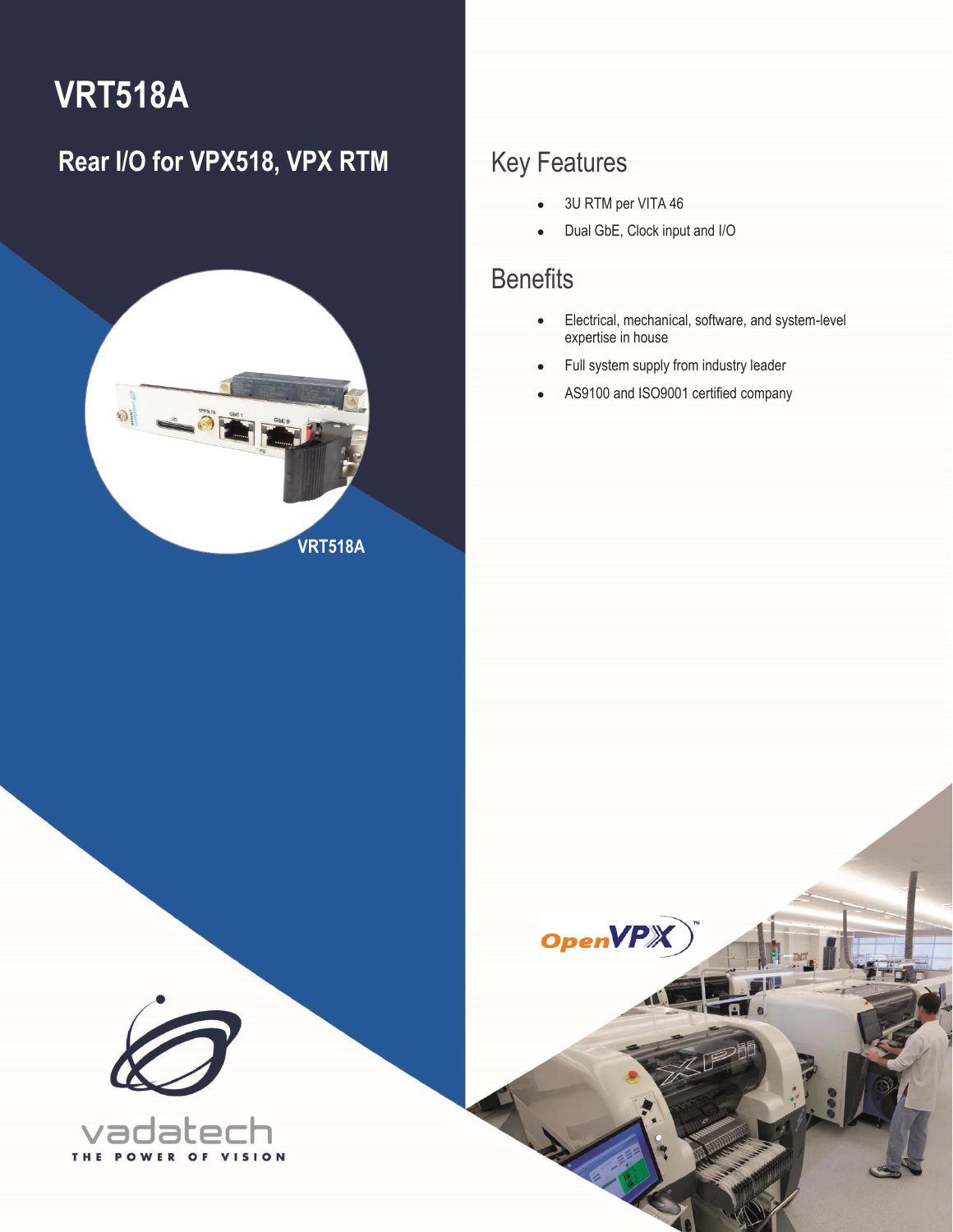# VRT518A

## Rear I/O for VPX518, VPX RTM

VRT518A

## Key Features

- 3U RTM per VITA 46
- Dual GbE, Clock input and I/O

## Benefits

- Electrical, mechanical, software, and system-level expertise in house
- Full system supply from industry leader
- AS9100 and ISO9001 certified company

OpenVPX™

vadatech

THE POWER OF VISION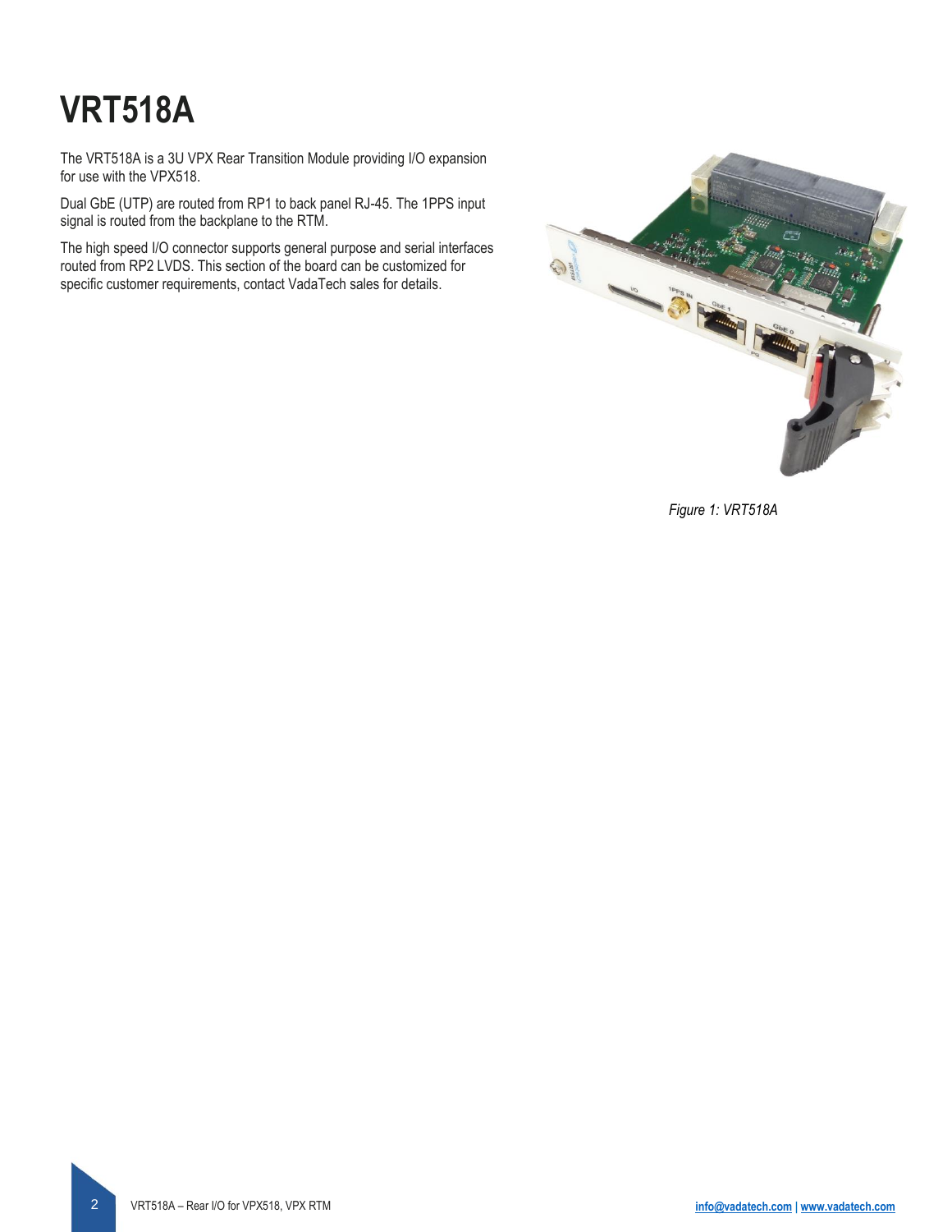# VRT518A

The VRT518A is a 3U VPX Rear Transition Module providing I/O expansion for use with the VPX518.

Dual GbE (UTP) are routed from RP1 to back panel RJ-45. The 1PPS input signal is routed from the backplane to the RTM.

The high speed I/O connector supports general purpose and serial interfaces routed from RP2 LVDS. This section of the board can be customized for specific customer requirements, contact VadaTech sales for details.

*Figure 1: VRT518A*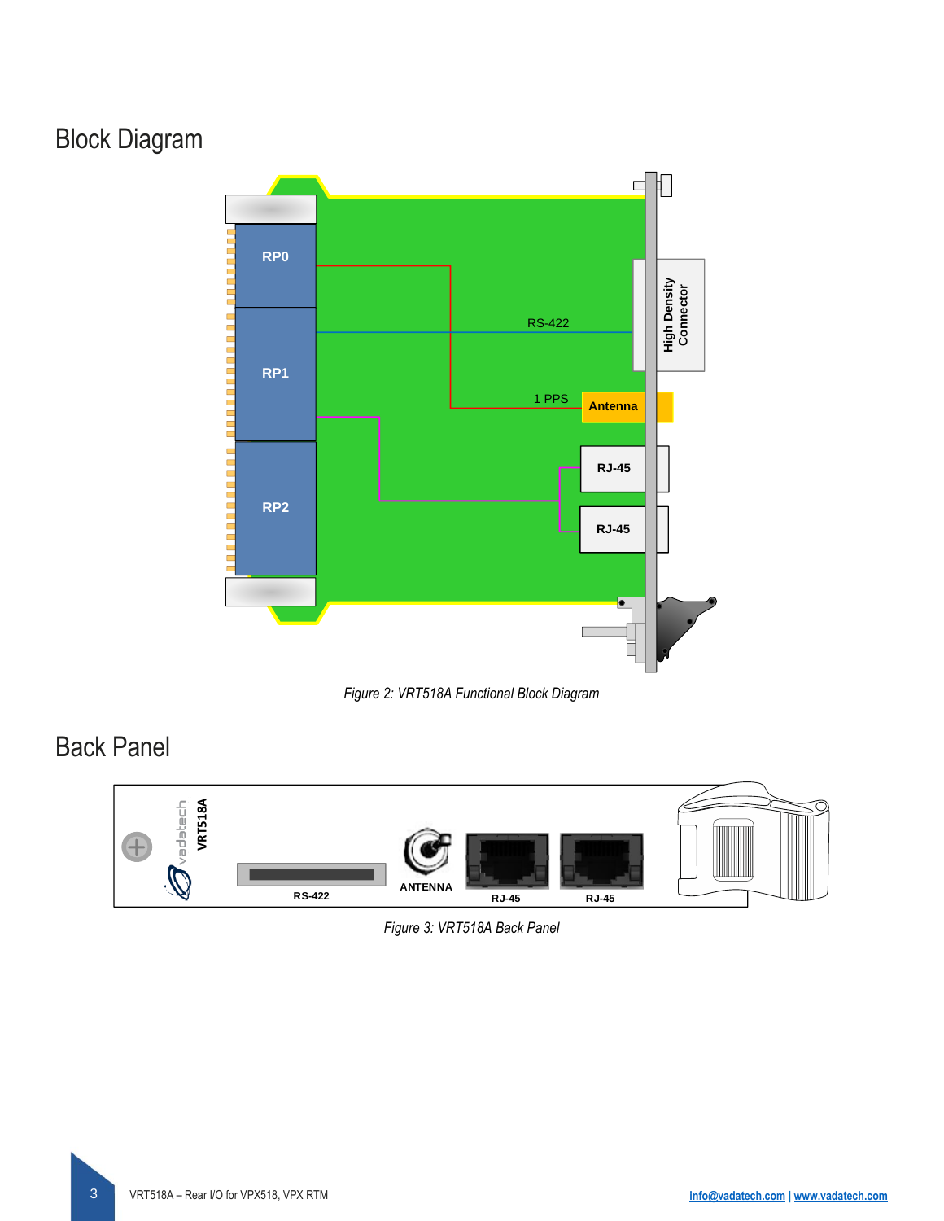## Block Diagram

*Figure 2: VRT518A Functional Block Diagram*

## Back Panel

*Figure 3: VRT518A Back Panel*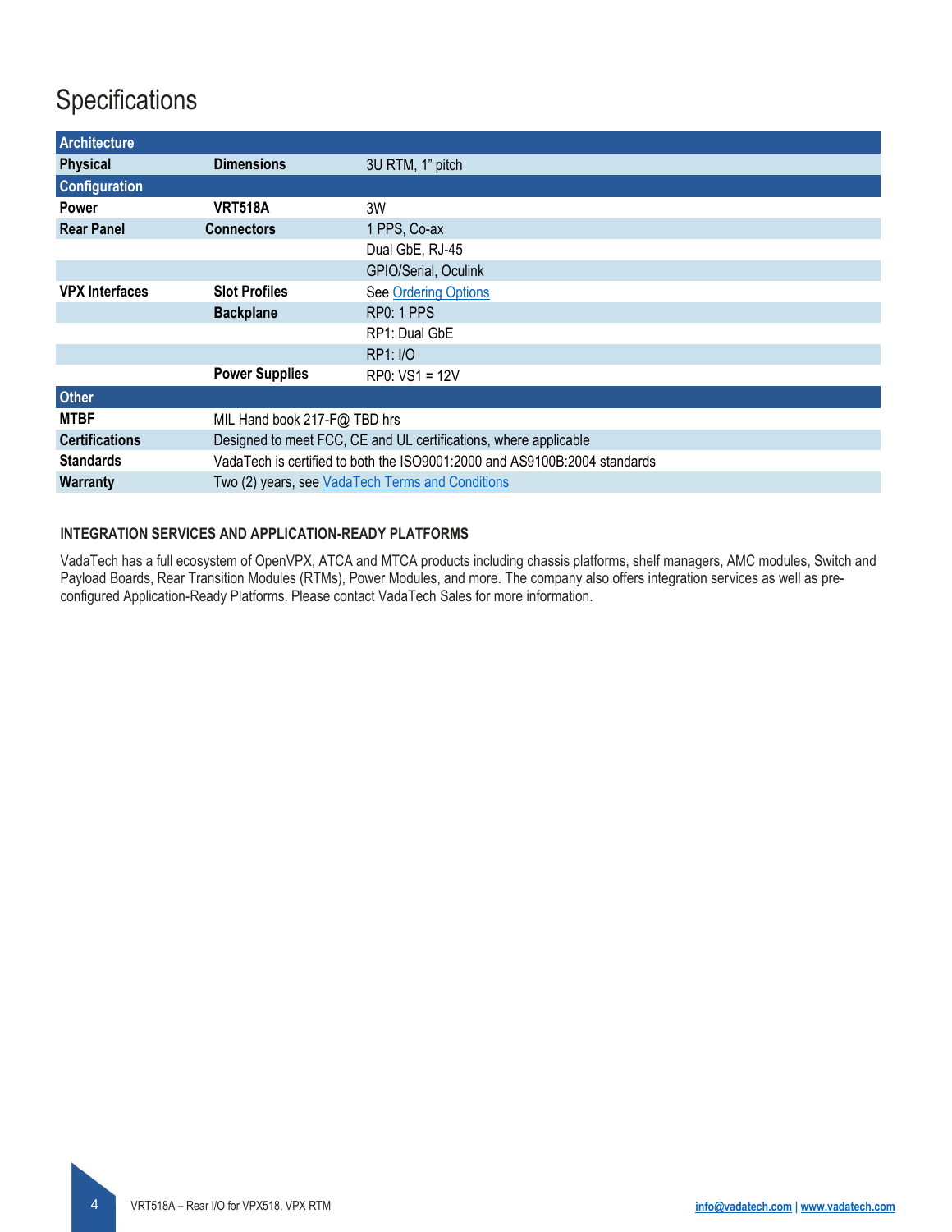# Specifications

| Architecture | | |
|---|---|---|
| **Physical** | **Dimensions** | 3U RTM, 1" pitch |
| **Configuration** | | |
| **Power** | **VRT518A** | 3W |
| **Rear Panel** | **Connectors** | 1 PPS, Co-ax |
| | | Dual GbE, RJ-45 |
| | | GPIO/Serial, Oculink |
| **VPX Interfaces** | **Slot Profiles** | See Ordering Options |
| | **Backplane** | RP0: 1 PPS |
| | | RP1: Dual GbE |
| | | RP1: I/O |
| | **Power Supplies** | RP0: VS1 = 12V |
| **Other** | | |
| **MTBF** | MIL Hand book 217-F@ TBD hrs | |
| **Certifications** | Designed to meet FCC, CE and UL certifications, where applicable | |
| **Standards** | VadaTech is certified to both the ISO9001:2000 and AS9100B:2004 standards | |
| **Warranty** | Two (2) years, see VadaTech Terms and Conditions | |

### INTEGRATION SERVICES AND APPLICATION-READY PLATFORMS

VadaTech has a full ecosystem of OpenVPX, ATCA and MTCA products including chassis platforms, shelf managers, AMC modules, Switch and Payload Boards, Rear Transition Modules (RTMs), Power Modules, and more. The company also offers integration services as well as pre-configured Application-Ready Platforms. Please contact VadaTech Sales for more information.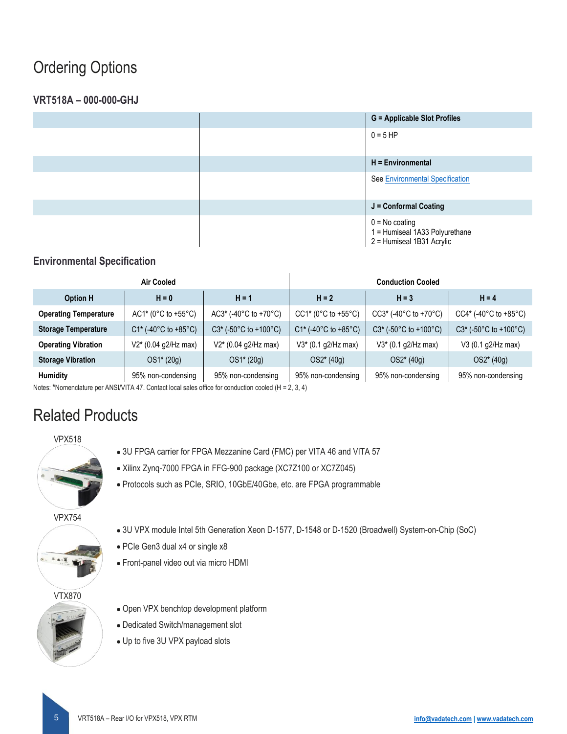# Ordering Options

### VRT518A – 000-000-GHJ

| | | G = Applicable Slot Profiles |
|---|---|---|
| | | 0 = 5 HP |
| | | **H = Environmental** |
| | | See Environmental Specification |
| | | **J = Conformal Coating** |
| | | 0 = No coating<br>1 = Humiseal 1A33 Polyurethane<br>2 = Humiseal 1B31 Acrylic |

### Environmental Specification

| | Air Cooled | | Conduction Cooled | | |
|---|---|---|---|---|---|
| **Option H** | **H = 0** | **H = 1** | **H = 2** | **H = 3** | **H = 4** |
| **Operating Temperature** | AC1* (0°C to +55°C) | AC3* (-40°C to +70°C) | CC1* (0°C to +55°C) | CC3* (-40°C to +70°C) | CC4* (-40°C to +85°C) |
| **Storage Temperature** | C1* (-40°C to +85°C) | C3* (-50°C to +100°C) | C1* (-40°C to +85°C) | C3* (-50°C to +100°C) | C3* (-50°C to +100°C) |
| **Operating Vibration** | V2* (0.04 g2/Hz max) | V2* (0.04 g2/Hz max) | V3* (0.1 g2/Hz max) | V3* (0.1 g2/Hz max) | V3 (0.1 g2/Hz max) |
| **Storage Vibration** | OS1* (20g) | OS1* (20g) | OS2* (40g) | OS2* (40g) | OS2* (40g) |
| **Humidity** | 95% non-condensing | 95% non-condensing | 95% non-condensing | 95% non-condensing | 95% non-condensing |

Notes: *Nomenclature per ANSI/VITA 47. Contact local sales office for conduction cooled (H = 2, 3, 4)

# Related Products

**VPX518**

- 3U FPGA carrier for FPGA Mezzanine Card (FMC) per VITA 46 and VITA 57
- Xilinx Zynq-7000 FPGA in FFG-900 package (XC7Z100 or XC7Z045)
- Protocols such as PCIe, SRIO, 10GbE/40Gbe, etc. are FPGA programmable

**VPX754**

- 3U VPX module Intel 5th Generation Xeon D-1577, D-1548 or D-1520 (Broadwell) System-on-Chip (SoC)
- PCIe Gen3 dual x4 or single x8
- Front-panel video out via micro HDMI

**VTX870**

- Open VPX benchtop development platform
- Dedicated Switch/management slot
- Up to five 3U VPX payload slots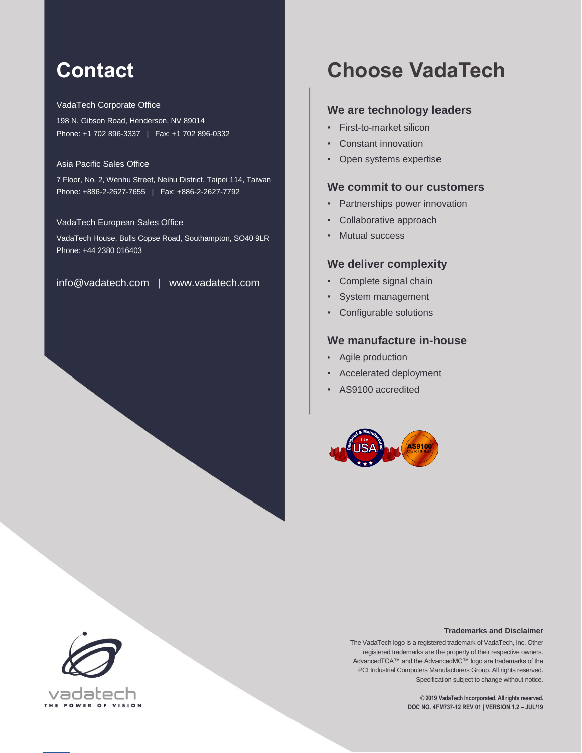# Contact

VadaTech Corporate Office

198 N. Gibson Road, Henderson, NV 89014
Phone: +1 702 896-3337 | Fax: +1 702 896-0332

Asia Pacific Sales Office

7 Floor, No. 2, Wenhu Street, Neihu District, Taipei 114, Taiwan
Phone: +886-2-2627-7655 | Fax: +886-2-2627-7792

VadaTech European Sales Office

VadaTech House, Bulls Copse Road, Southampton, SO40 9LR
Phone: +44 2380 016403

info@vadatech.com | www.vadatech.com

# Choose VadaTech

## We are technology leaders

- First-to-market silicon
- Constant innovation
- Open systems expertise

## We commit to our customers

- Partnerships power innovation
- Collaborative approach
- Mutual success

## We deliver complexity

- Complete signal chain
- System management
- Configurable solutions

## We manufacture in-house

- Agile production
- Accelerated deployment
- AS9100 accredited

Designed & Manufactured in the USA

AS9100 CERTIFIED

vadatech
THE POWER OF VISION

**Trademarks and Disclaimer**

The VadaTech logo is a registered trademark of VadaTech, Inc. Other registered trademarks are the property of their respective owners. AdvancedTCA™ and the AdvancedMC™ logo are trademarks of the PCI Industrial Computers Manufacturers Group. All rights reserved. Specification subject to change without notice.

**© 2019 VadaTech Incorporated. All rights reserved.**
**DOC NO. 4FM737-12 REV 01 | VERSION 1.2 – JUL/19**